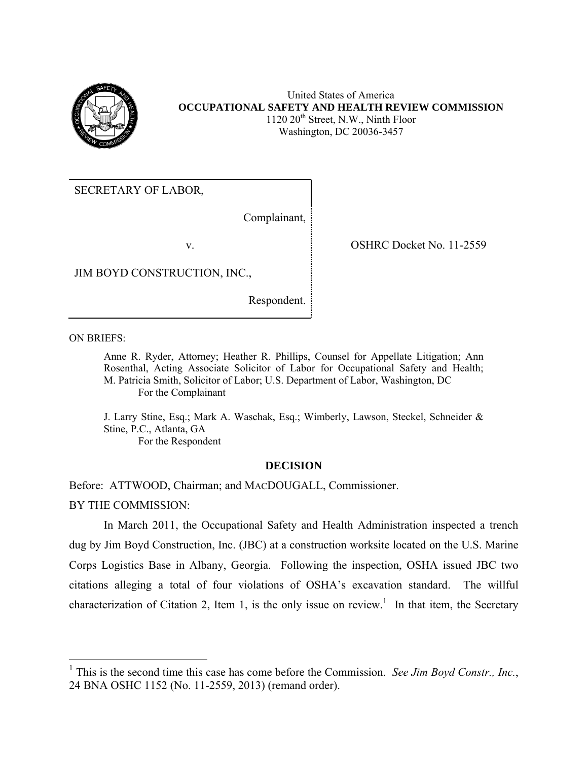United States of America
**OCCUPATIONAL SAFETY AND HEALTH REVIEW COMMISSION**
1120 20th Street, N.W., Ninth Floor
Washington, DC 20036-3457

| | |
|---|---|
| SECRETARY OF LABOR, Complainant, v. JIM BOYD CONSTRUCTION, INC., Respondent. | OSHRC Docket No. 11-2559 |

ON BRIEFS:

Anne R. Ryder, Attorney; Heather R. Phillips, Counsel for Appellate Litigation; Ann Rosenthal, Acting Associate Solicitor of Labor for Occupational Safety and Health; M. Patricia Smith, Solicitor of Labor; U.S. Department of Labor, Washington, DC
For the Complainant

J. Larry Stine, Esq.; Mark A. Waschak, Esq.; Wimberly, Lawson, Steckel, Schneider & Stine, P.C., Atlanta, GA
For the Respondent

## DECISION

Before: ATTWOOD, Chairman; and MACDOUGALL, Commissioner.

BY THE COMMISSION:

In March 2011, the Occupational Safety and Health Administration inspected a trench dug by Jim Boyd Construction, Inc. (JBC) at a construction worksite located on the U.S. Marine Corps Logistics Base in Albany, Georgia. Following the inspection, OSHA issued JBC two citations alleging a total of four violations of OSHA's excavation standard. The willful characterization of Citation 2, Item 1, is the only issue on review.[1] In that item, the Secretary

[1] This is the second time this case has come before the Commission. *See Jim Boyd Constr., Inc.*, 24 BNA OSHC 1152 (No. 11-2559, 2013) (remand order).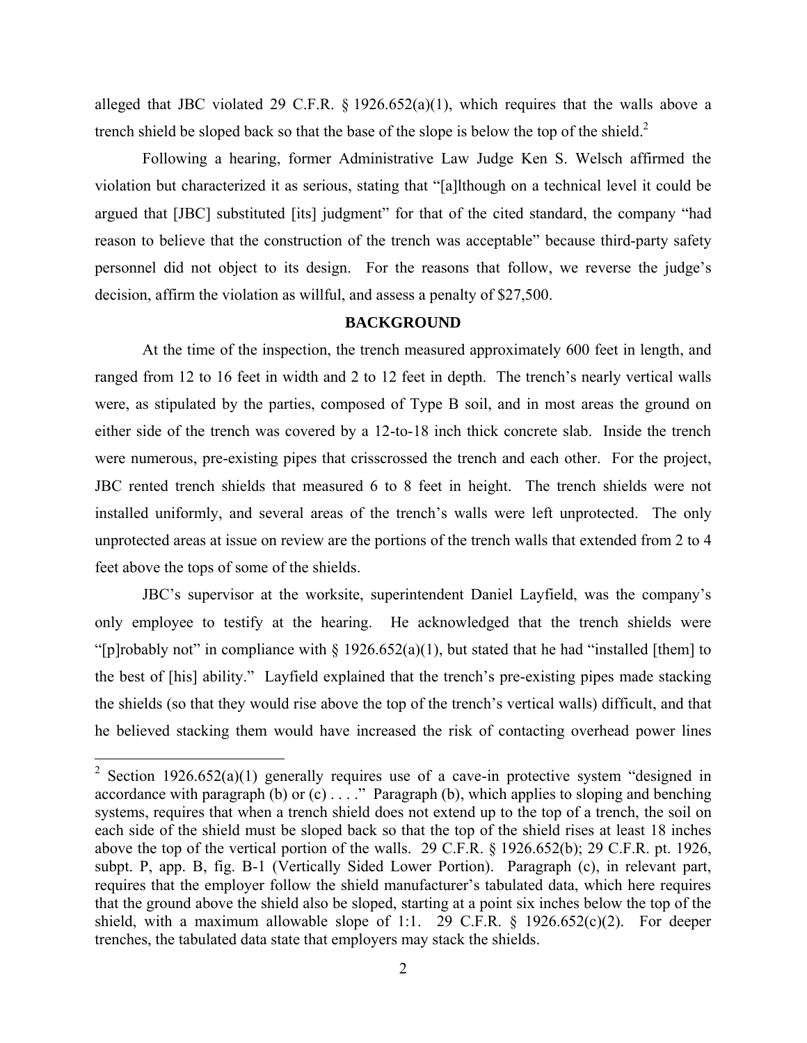alleged that JBC violated 29 C.F.R. § 1926.652(a)(1), which requires that the walls above a trench shield be sloped back so that the base of the slope is below the top of the shield.[2]

Following a hearing, former Administrative Law Judge Ken S. Welsch affirmed the violation but characterized it as serious, stating that "[a]lthough on a technical level it could be argued that [JBC] substituted [its] judgment" for that of the cited standard, the company "had reason to believe that the construction of the trench was acceptable" because third-party safety personnel did not object to its design. For the reasons that follow, we reverse the judge's decision, affirm the violation as willful, and assess a penalty of $27,500.

**BACKGROUND**

At the time of the inspection, the trench measured approximately 600 feet in length, and ranged from 12 to 16 feet in width and 2 to 12 feet in depth. The trench's nearly vertical walls were, as stipulated by the parties, composed of Type B soil, and in most areas the ground on either side of the trench was covered by a 12-to-18 inch thick concrete slab. Inside the trench were numerous, pre-existing pipes that crisscrossed the trench and each other. For the project, JBC rented trench shields that measured 6 to 8 feet in height. The trench shields were not installed uniformly, and several areas of the trench's walls were left unprotected. The only unprotected areas at issue on review are the portions of the trench walls that extended from 2 to 4 feet above the tops of some of the shields.

JBC's supervisor at the worksite, superintendent Daniel Layfield, was the company's only employee to testify at the hearing. He acknowledged that the trench shields were "[p]robably not" in compliance with § 1926.652(a)(1), but stated that he had "installed [them] to the best of [his] ability." Layfield explained that the trench's pre-existing pipes made stacking the shields (so that they would rise above the top of the trench's vertical walls) difficult, and that he believed stacking them would have increased the risk of contacting overhead power lines

[2] Section 1926.652(a)(1) generally requires use of a cave-in protective system "designed in accordance with paragraph (b) or (c) . . . ." Paragraph (b), which applies to sloping and benching systems, requires that when a trench shield does not extend up to the top of a trench, the soil on each side of the shield must be sloped back so that the top of the shield rises at least 18 inches above the top of the vertical portion of the walls. 29 C.F.R. § 1926.652(b); 29 C.F.R. pt. 1926, subpt. P, app. B, fig. B-1 (Vertically Sided Lower Portion). Paragraph (c), in relevant part, requires that the employer follow the shield manufacturer's tabulated data, which here requires that the ground above the shield also be sloped, starting at a point six inches below the top of the shield, with a maximum allowable slope of 1:1. 29 C.F.R. § 1926.652(c)(2). For deeper trenches, the tabulated data state that employers may stack the shields.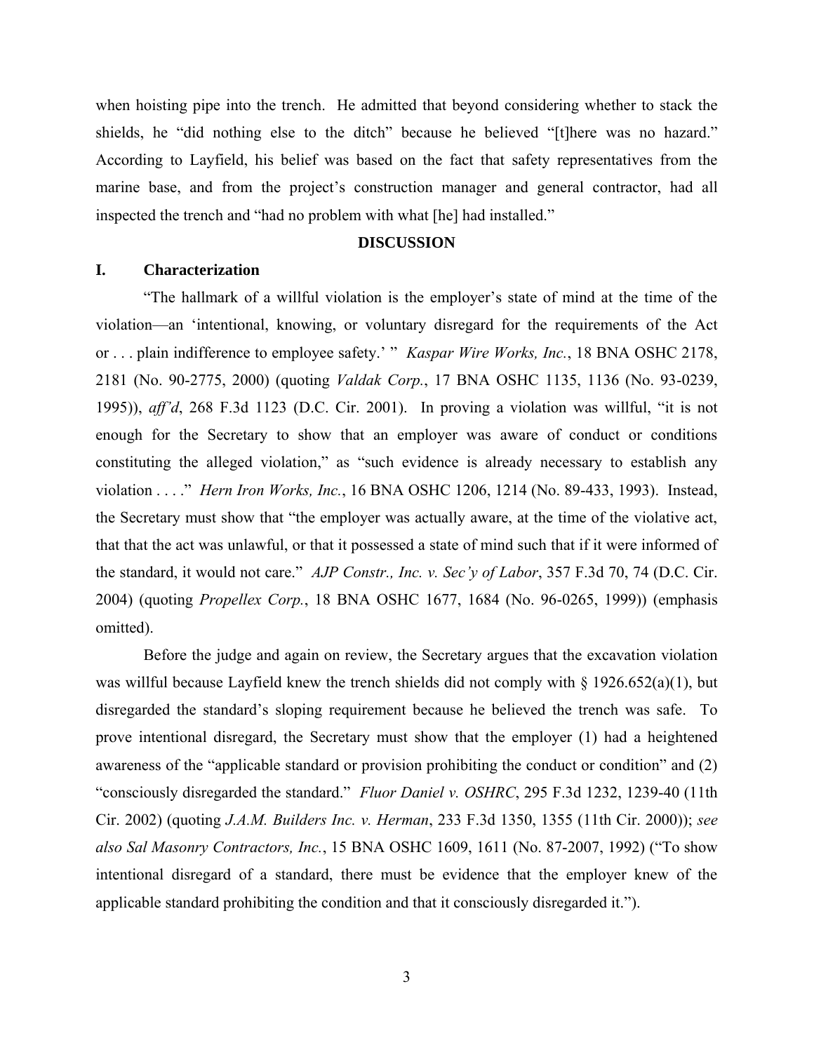when hoisting pipe into the trench. He admitted that beyond considering whether to stack the shields, he "did nothing else to the ditch" because he believed "[t]here was no hazard." According to Layfield, his belief was based on the fact that safety representatives from the marine base, and from the project's construction manager and general contractor, had all inspected the trench and "had no problem with what [he] had installed."

## DISCUSSION

### I. Characterization

"The hallmark of a willful violation is the employer's state of mind at the time of the violation—an 'intentional, knowing, or voluntary disregard for the requirements of the Act or . . . plain indifference to employee safety.' " *Kaspar Wire Works, Inc.*, 18 BNA OSHC 2178, 2181 (No. 90-2775, 2000) (quoting *Valdak Corp.*, 17 BNA OSHC 1135, 1136 (No. 93-0239, 1995)), *aff'd*, 268 F.3d 1123 (D.C. Cir. 2001). In proving a violation was willful, "it is not enough for the Secretary to show that an employer was aware of conduct or conditions constituting the alleged violation," as "such evidence is already necessary to establish any violation . . . ." *Hern Iron Works, Inc.*, 16 BNA OSHC 1206, 1214 (No. 89-433, 1993). Instead, the Secretary must show that "the employer was actually aware, at the time of the violative act, that that the act was unlawful, or that it possessed a state of mind such that if it were informed of the standard, it would not care." *AJP Constr., Inc. v. Sec'y of Labor*, 357 F.3d 70, 74 (D.C. Cir. 2004) (quoting *Propellex Corp.*, 18 BNA OSHC 1677, 1684 (No. 96-0265, 1999)) (emphasis omitted).

Before the judge and again on review, the Secretary argues that the excavation violation was willful because Layfield knew the trench shields did not comply with § 1926.652(a)(1), but disregarded the standard's sloping requirement because he believed the trench was safe. To prove intentional disregard, the Secretary must show that the employer (1) had a heightened awareness of the "applicable standard or provision prohibiting the conduct or condition" and (2) "consciously disregarded the standard." *Fluor Daniel v. OSHRC*, 295 F.3d 1232, 1239-40 (11th Cir. 2002) (quoting *J.A.M. Builders Inc. v. Herman*, 233 F.3d 1350, 1355 (11th Cir. 2000)); *see also Sal Masonry Contractors, Inc.*, 15 BNA OSHC 1609, 1611 (No. 87-2007, 1992) ("To show intentional disregard of a standard, there must be evidence that the employer knew of the applicable standard prohibiting the condition and that it consciously disregarded it.").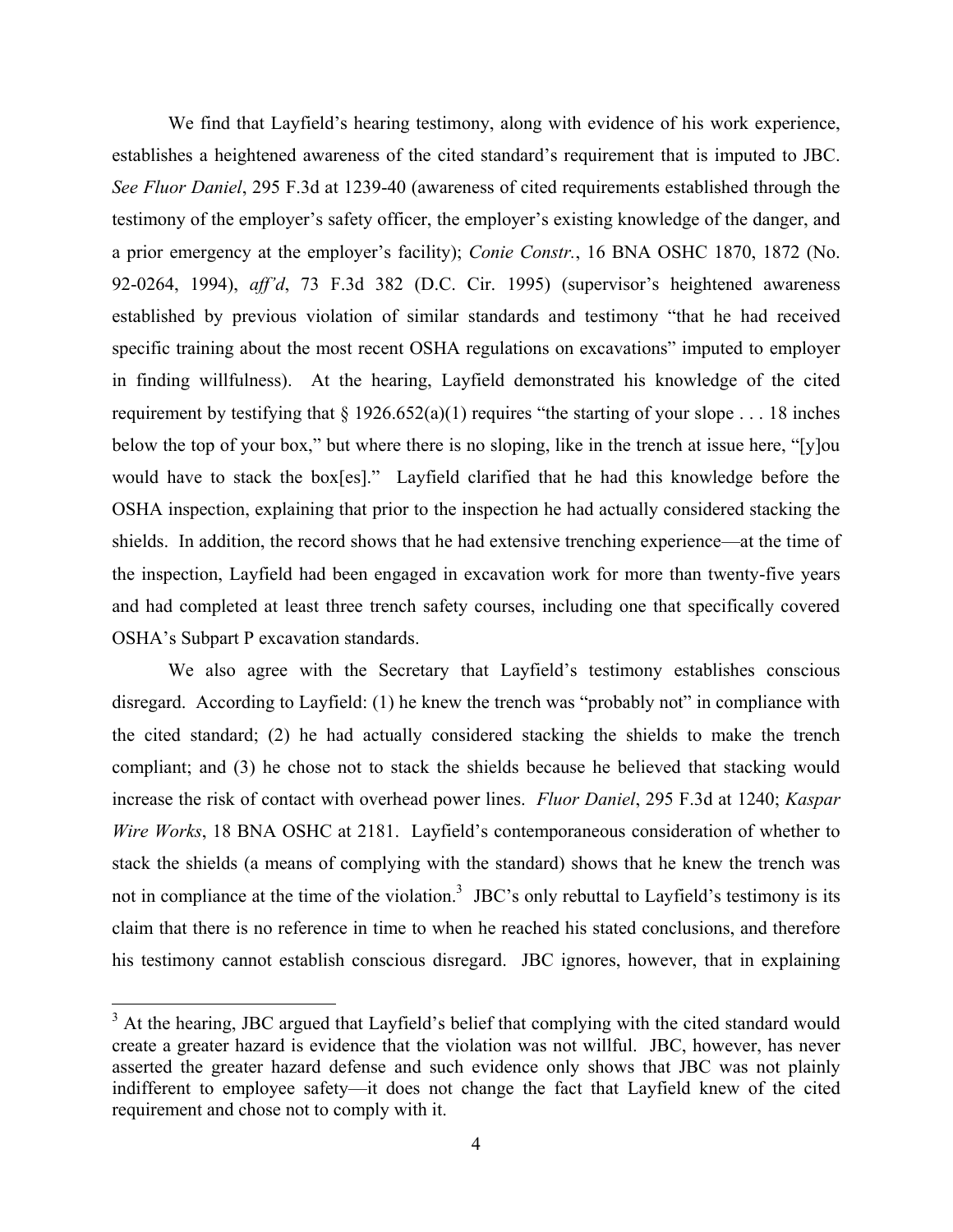We find that Layfield's hearing testimony, along with evidence of his work experience, establishes a heightened awareness of the cited standard's requirement that is imputed to JBC. *See Fluor Daniel*, 295 F.3d at 1239-40 (awareness of cited requirements established through the testimony of the employer's safety officer, the employer's existing knowledge of the danger, and a prior emergency at the employer's facility); *Conie Constr.*, 16 BNA OSHC 1870, 1872 (No. 92-0264, 1994), *aff'd*, 73 F.3d 382 (D.C. Cir. 1995) (supervisor's heightened awareness established by previous violation of similar standards and testimony "that he had received specific training about the most recent OSHA regulations on excavations" imputed to employer in finding willfulness). At the hearing, Layfield demonstrated his knowledge of the cited requirement by testifying that § 1926.652(a)(1) requires "the starting of your slope . . . 18 inches below the top of your box," but where there is no sloping, like in the trench at issue here, "[y]ou would have to stack the box[es]." Layfield clarified that he had this knowledge before the OSHA inspection, explaining that prior to the inspection he had actually considered stacking the shields. In addition, the record shows that he had extensive trenching experience—at the time of the inspection, Layfield had been engaged in excavation work for more than twenty-five years and had completed at least three trench safety courses, including one that specifically covered OSHA's Subpart P excavation standards.

We also agree with the Secretary that Layfield's testimony establishes conscious disregard. According to Layfield: (1) he knew the trench was "probably not" in compliance with the cited standard; (2) he had actually considered stacking the shields to make the trench compliant; and (3) he chose not to stack the shields because he believed that stacking would increase the risk of contact with overhead power lines. *Fluor Daniel*, 295 F.3d at 1240; *Kaspar Wire Works*, 18 BNA OSHC at 2181. Layfield's contemporaneous consideration of whether to stack the shields (a means of complying with the standard) shows that he knew the trench was not in compliance at the time of the violation.[3] JBC's only rebuttal to Layfield's testimony is its claim that there is no reference in time to when he reached his stated conclusions, and therefore his testimony cannot establish conscious disregard. JBC ignores, however, that in explaining

[3] At the hearing, JBC argued that Layfield's belief that complying with the cited standard would create a greater hazard is evidence that the violation was not willful. JBC, however, has never asserted the greater hazard defense and such evidence only shows that JBC was not plainly indifferent to employee safety—it does not change the fact that Layfield knew of the cited requirement and chose not to comply with it.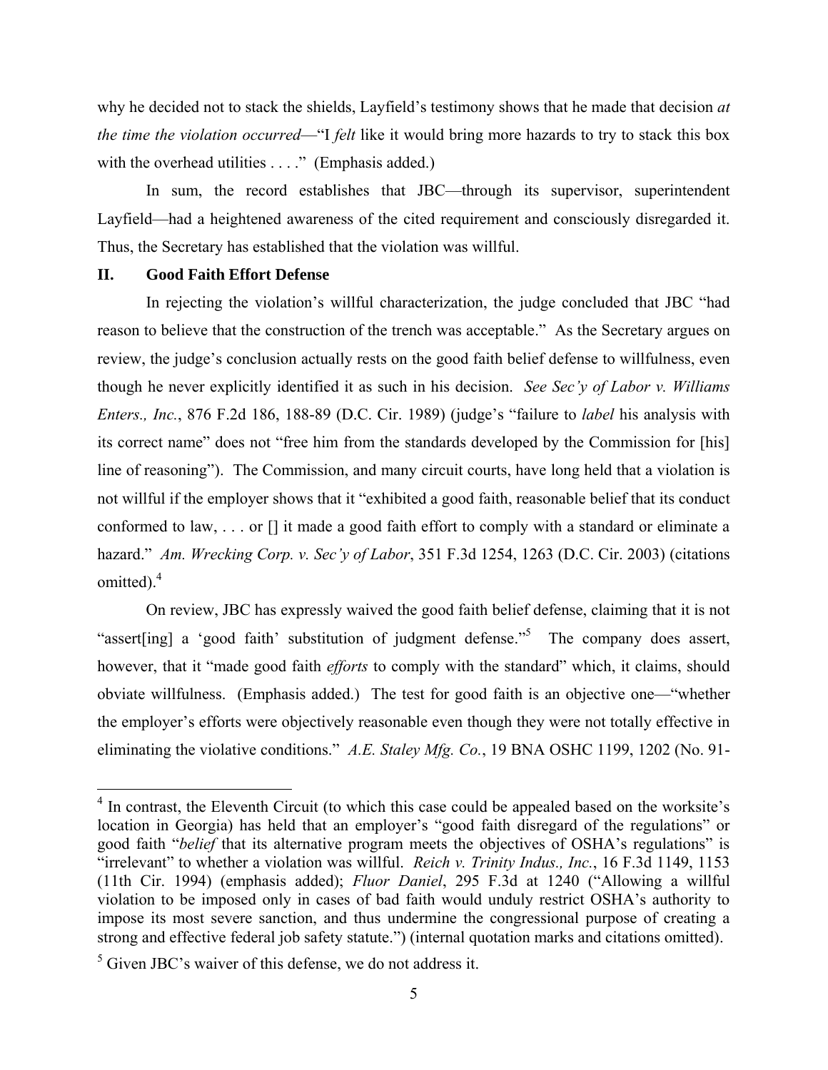why he decided not to stack the shields, Layfield's testimony shows that he made that decision *at the time the violation occurred*—"I *felt* like it would bring more hazards to try to stack this box with the overhead utilities . . . ." (Emphasis added.)

In sum, the record establishes that JBC—through its supervisor, superintendent Layfield—had a heightened awareness of the cited requirement and consciously disregarded it. Thus, the Secretary has established that the violation was willful.

## II. Good Faith Effort Defense

In rejecting the violation's willful characterization, the judge concluded that JBC "had reason to believe that the construction of the trench was acceptable." As the Secretary argues on review, the judge's conclusion actually rests on the good faith belief defense to willfulness, even though he never explicitly identified it as such in his decision. *See Sec'y of Labor v. Williams Enters., Inc.*, 876 F.2d 186, 188-89 (D.C. Cir. 1989) (judge's "failure to *label* his analysis with its correct name" does not "free him from the standards developed by the Commission for [his] line of reasoning"). The Commission, and many circuit courts, have long held that a violation is not willful if the employer shows that it "exhibited a good faith, reasonable belief that its conduct conformed to law, . . . or [] it made a good faith effort to comply with a standard or eliminate a hazard." *Am. Wrecking Corp. v. Sec'y of Labor*, 351 F.3d 1254, 1263 (D.C. Cir. 2003) (citations omitted).[4]

On review, JBC has expressly waived the good faith belief defense, claiming that it is not "assert[ing] a 'good faith' substitution of judgment defense."[5] The company does assert, however, that it "made good faith *efforts* to comply with the standard" which, it claims, should obviate willfulness. (Emphasis added.) The test for good faith is an objective one—"whether the employer's efforts were objectively reasonable even though they were not totally effective in eliminating the violative conditions." *A.E. Staley Mfg. Co.*, 19 BNA OSHC 1199, 1202 (No. 91-

---

[4] In contrast, the Eleventh Circuit (to which this case could be appealed based on the worksite's location in Georgia) has held that an employer's "good faith disregard of the regulations" or good faith "*belief* that its alternative program meets the objectives of OSHA's regulations" is "irrelevant" to whether a violation was willful. *Reich v. Trinity Indus., Inc.*, 16 F.3d 1149, 1153 (11th Cir. 1994) (emphasis added); *Fluor Daniel*, 295 F.3d at 1240 ("Allowing a willful violation to be imposed only in cases of bad faith would unduly restrict OSHA's authority to impose its most severe sanction, and thus undermine the congressional purpose of creating a strong and effective federal job safety statute.") (internal quotation marks and citations omitted).

[5] Given JBC's waiver of this defense, we do not address it.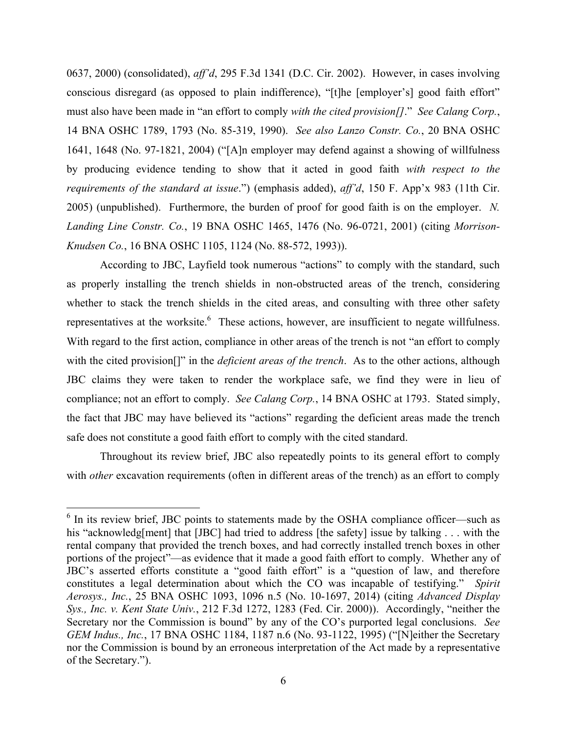0637, 2000) (consolidated), *aff'd*, 295 F.3d 1341 (D.C. Cir. 2002). However, in cases involving conscious disregard (as opposed to plain indifference), "[t]he [employer's] good faith effort" must also have been made in "an effort to comply *with the cited provision[]*." *See Calang Corp.*, 14 BNA OSHC 1789, 1793 (No. 85-319, 1990). *See also Lanzo Constr. Co.*, 20 BNA OSHC 1641, 1648 (No. 97-1821, 2004) ("[A]n employer may defend against a showing of willfulness by producing evidence tending to show that it acted in good faith *with respect to the requirements of the standard at issue*.") (emphasis added), *aff'd*, 150 F. App'x 983 (11th Cir. 2005) (unpublished). Furthermore, the burden of proof for good faith is on the employer. *N. Landing Line Constr. Co.*, 19 BNA OSHC 1465, 1476 (No. 96-0721, 2001) (citing *Morrison-Knudsen Co.*, 16 BNA OSHC 1105, 1124 (No. 88-572, 1993)).

According to JBC, Layfield took numerous "actions" to comply with the standard, such as properly installing the trench shields in non-obstructed areas of the trench, considering whether to stack the trench shields in the cited areas, and consulting with three other safety representatives at the worksite.[6] These actions, however, are insufficient to negate willfulness. With regard to the first action, compliance in other areas of the trench is not "an effort to comply with the cited provision[]" in the *deficient areas of the trench*. As to the other actions, although JBC claims they were taken to render the workplace safe, we find they were in lieu of compliance; not an effort to comply. *See Calang Corp.*, 14 BNA OSHC at 1793. Stated simply, the fact that JBC may have believed its "actions" regarding the deficient areas made the trench safe does not constitute a good faith effort to comply with the cited standard.

Throughout its review brief, JBC also repeatedly points to its general effort to comply with *other* excavation requirements (often in different areas of the trench) as an effort to comply

---

[6] In its review brief, JBC points to statements made by the OSHA compliance officer—such as his "acknowledg[ment] that [JBC] had tried to address [the safety] issue by talking . . . with the rental company that provided the trench boxes, and had correctly installed trench boxes in other portions of the project"—as evidence that it made a good faith effort to comply. Whether any of JBC's asserted efforts constitute a "good faith effort" is a "question of law, and therefore constitutes a legal determination about which the CO was incapable of testifying." *Spirit Aerosys., Inc.*, 25 BNA OSHC 1093, 1096 n.5 (No. 10-1697, 2014) (citing *Advanced Display Sys., Inc. v. Kent State Univ.*, 212 F.3d 1272, 1283 (Fed. Cir. 2000)). Accordingly, "neither the Secretary nor the Commission is bound" by any of the CO's purported legal conclusions. *See GEM Indus., Inc.*, 17 BNA OSHC 1184, 1187 n.6 (No. 93-1122, 1995) ("[N]either the Secretary nor the Commission is bound by an erroneous interpretation of the Act made by a representative of the Secretary.").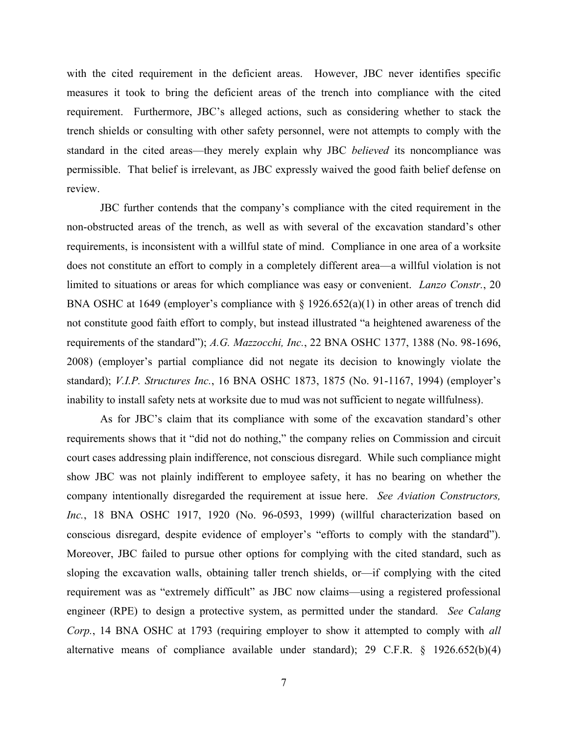with the cited requirement in the deficient areas. However, JBC never identifies specific measures it took to bring the deficient areas of the trench into compliance with the cited requirement. Furthermore, JBC's alleged actions, such as considering whether to stack the trench shields or consulting with other safety personnel, were not attempts to comply with the standard in the cited areas—they merely explain why JBC *believed* its noncompliance was permissible. That belief is irrelevant, as JBC expressly waived the good faith belief defense on review.

JBC further contends that the company's compliance with the cited requirement in the non-obstructed areas of the trench, as well as with several of the excavation standard's other requirements, is inconsistent with a willful state of mind. Compliance in one area of a worksite does not constitute an effort to comply in a completely different area—a willful violation is not limited to situations or areas for which compliance was easy or convenient. *Lanzo Constr.*, 20 BNA OSHC at 1649 (employer's compliance with § 1926.652(a)(1) in other areas of trench did not constitute good faith effort to comply, but instead illustrated "a heightened awareness of the requirements of the standard"); *A.G. Mazzocchi, Inc.*, 22 BNA OSHC 1377, 1388 (No. 98-1696, 2008) (employer's partial compliance did not negate its decision to knowingly violate the standard); *V.I.P. Structures Inc.*, 16 BNA OSHC 1873, 1875 (No. 91-1167, 1994) (employer's inability to install safety nets at worksite due to mud was not sufficient to negate willfulness).

As for JBC's claim that its compliance with some of the excavation standard's other requirements shows that it "did not do nothing," the company relies on Commission and circuit court cases addressing plain indifference, not conscious disregard. While such compliance might show JBC was not plainly indifferent to employee safety, it has no bearing on whether the company intentionally disregarded the requirement at issue here. *See Aviation Constructors, Inc.*, 18 BNA OSHC 1917, 1920 (No. 96-0593, 1999) (willful characterization based on conscious disregard, despite evidence of employer's "efforts to comply with the standard"). Moreover, JBC failed to pursue other options for complying with the cited standard, such as sloping the excavation walls, obtaining taller trench shields, or—if complying with the cited requirement was as "extremely difficult" as JBC now claims—using a registered professional engineer (RPE) to design a protective system, as permitted under the standard. *See Calang Corp.*, 14 BNA OSHC at 1793 (requiring employer to show it attempted to comply with *all* alternative means of compliance available under standard); 29 C.F.R. § 1926.652(b)(4)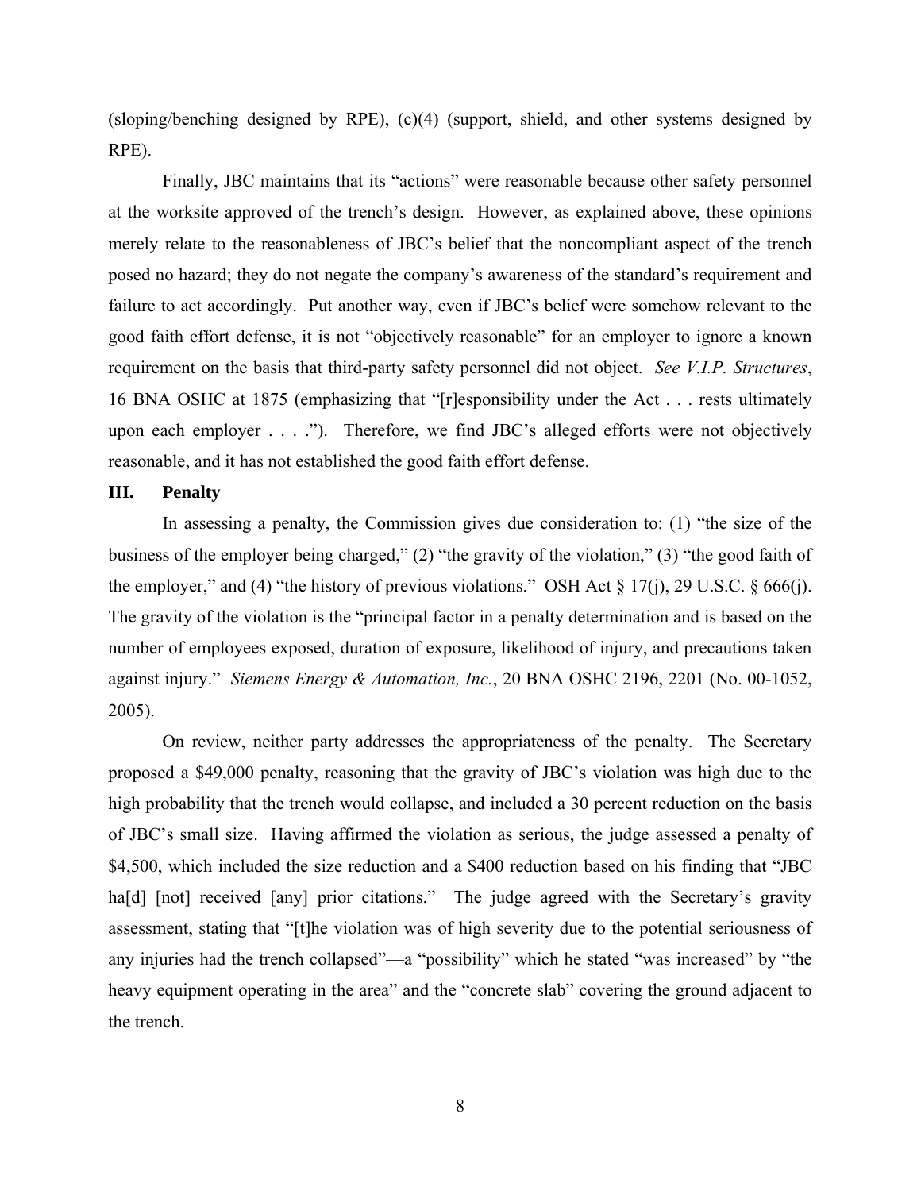(sloping/benching designed by RPE), (c)(4) (support, shield, and other systems designed by RPE).

Finally, JBC maintains that its "actions" were reasonable because other safety personnel at the worksite approved of the trench's design. However, as explained above, these opinions merely relate to the reasonableness of JBC's belief that the noncompliant aspect of the trench posed no hazard; they do not negate the company's awareness of the standard's requirement and failure to act accordingly. Put another way, even if JBC's belief were somehow relevant to the good faith effort defense, it is not "objectively reasonable" for an employer to ignore a known requirement on the basis that third-party safety personnel did not object. *See V.I.P. Structures*, 16 BNA OSHC at 1875 (emphasizing that "[r]esponsibility under the Act . . . rests ultimately upon each employer . . . ."). Therefore, we find JBC's alleged efforts were not objectively reasonable, and it has not established the good faith effort defense.

## III. Penalty

In assessing a penalty, the Commission gives due consideration to: (1) "the size of the business of the employer being charged," (2) "the gravity of the violation," (3) "the good faith of the employer," and (4) "the history of previous violations." OSH Act § 17(j), 29 U.S.C. § 666(j). The gravity of the violation is the "principal factor in a penalty determination and is based on the number of employees exposed, duration of exposure, likelihood of injury, and precautions taken against injury." *Siemens Energy & Automation, Inc.*, 20 BNA OSHC 2196, 2201 (No. 00-1052, 2005).

On review, neither party addresses the appropriateness of the penalty. The Secretary proposed a $49,000 penalty, reasoning that the gravity of JBC's violation was high due to the high probability that the trench would collapse, and included a 30 percent reduction on the basis of JBC's small size. Having affirmed the violation as serious, the judge assessed a penalty of $4,500, which included the size reduction and a $400 reduction based on his finding that "JBC ha[d] [not] received [any] prior citations." The judge agreed with the Secretary's gravity assessment, stating that "[t]he violation was of high severity due to the potential seriousness of any injuries had the trench collapsed"—a "possibility" which he stated "was increased" by "the heavy equipment operating in the area" and the "concrete slab" covering the ground adjacent to the trench.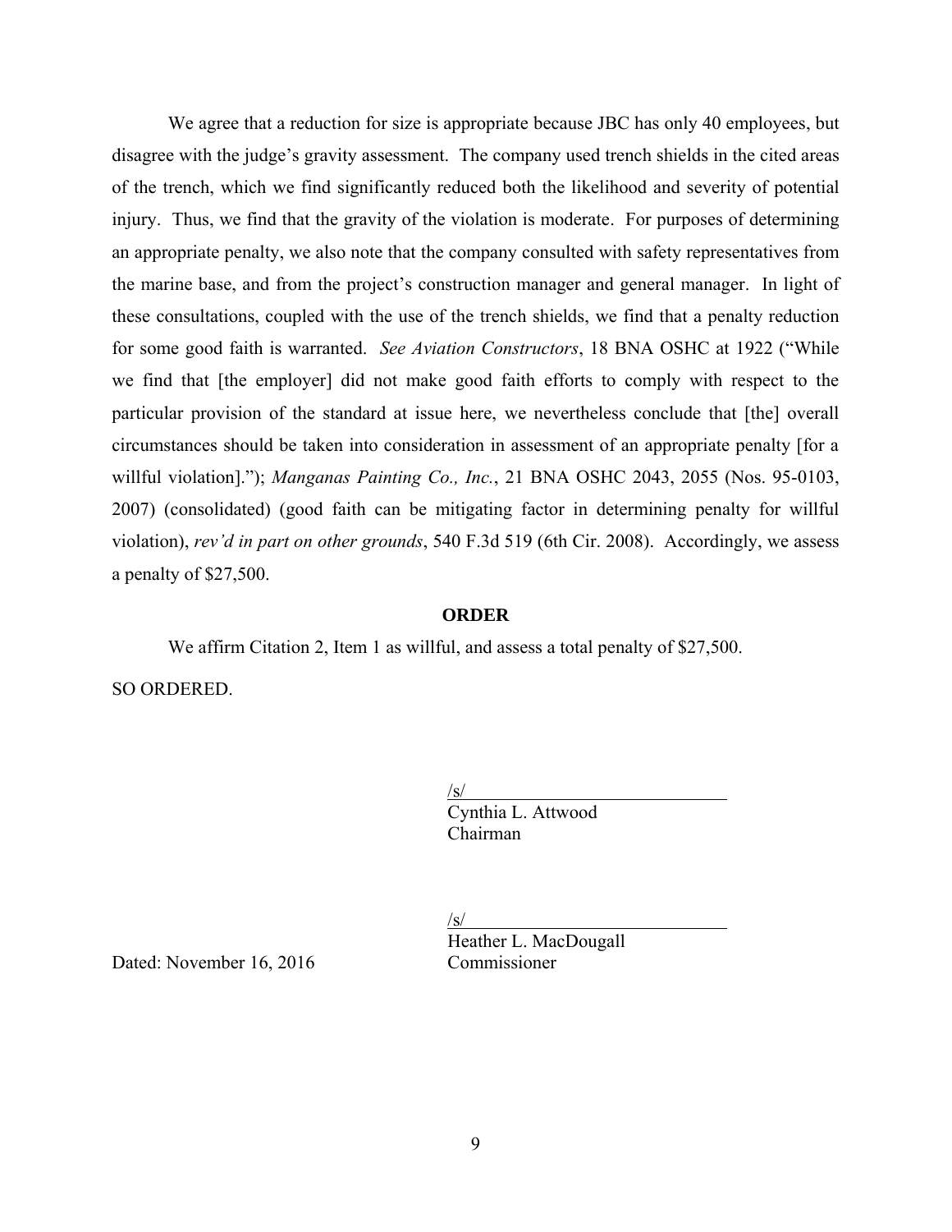We agree that a reduction for size is appropriate because JBC has only 40 employees, but disagree with the judge's gravity assessment. The company used trench shields in the cited areas of the trench, which we find significantly reduced both the likelihood and severity of potential injury. Thus, we find that the gravity of the violation is moderate. For purposes of determining an appropriate penalty, we also note that the company consulted with safety representatives from the marine base, and from the project's construction manager and general manager. In light of these consultations, coupled with the use of the trench shields, we find that a penalty reduction for some good faith is warranted. *See Aviation Constructors*, 18 BNA OSHC at 1922 ("While we find that [the employer] did not make good faith efforts to comply with respect to the particular provision of the standard at issue here, we nevertheless conclude that [the] overall circumstances should be taken into consideration in assessment of an appropriate penalty [for a willful violation]."); *Manganas Painting Co., Inc.*, 21 BNA OSHC 2043, 2055 (Nos. 95-0103, 2007) (consolidated) (good faith can be mitigating factor in determining penalty for willful violation), *rev'd in part on other grounds*, 540 F.3d 519 (6th Cir. 2008). Accordingly, we assess a penalty of $27,500.

## ORDER

We affirm Citation 2, Item 1 as willful, and assess a total penalty of $27,500.

SO ORDERED.

/s/
Cynthia L. Attwood
Chairman

/s/
Heather L. MacDougall
Commissioner

Dated: November 16, 2016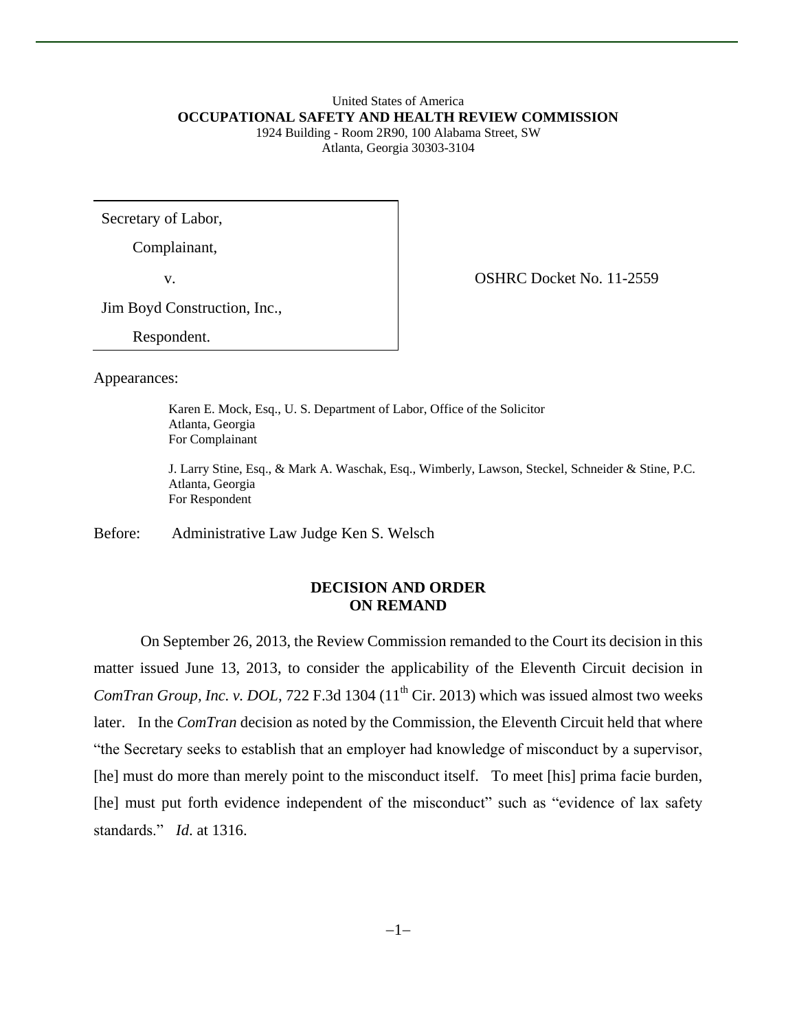United States of America
**OCCUPATIONAL SAFETY AND HEALTH REVIEW COMMISSION**
1924 Building - Room 2R90, 100 Alabama Street, SW
Atlanta, Georgia 30303-3104

| | |
|---|---|
| Secretary of Labor,<br><br>Complainant,<br><br>v.<br><br>Jim Boyd Construction, Inc.,<br><br>Respondent. | OSHRC Docket No. 11-2559 |

Appearances:

Karen E. Mock, Esq., U. S. Department of Labor, Office of the Solicitor
Atlanta, Georgia
For Complainant

J. Larry Stine, Esq., & Mark A. Waschak, Esq., Wimberly, Lawson, Steckel, Schneider & Stine, P.C.
Atlanta, Georgia
For Respondent

Before: Administrative Law Judge Ken S. Welsch

## DECISION AND ORDER ON REMAND

On September 26, 2013, the Review Commission remanded to the Court its decision in this matter issued June 13, 2013, to consider the applicability of the Eleventh Circuit decision in *ComTran Group, Inc. v. DOL*, 722 F.3d 1304 (11th Cir. 2013) which was issued almost two weeks later. In the *ComTran* decision as noted by the Commission, the Eleventh Circuit held that where "the Secretary seeks to establish that an employer had knowledge of misconduct by a supervisor, [he] must do more than merely point to the misconduct itself. To meet [his] prima facie burden, [he] must put forth evidence independent of the misconduct" such as "evidence of lax safety standards." *Id*. at 1316.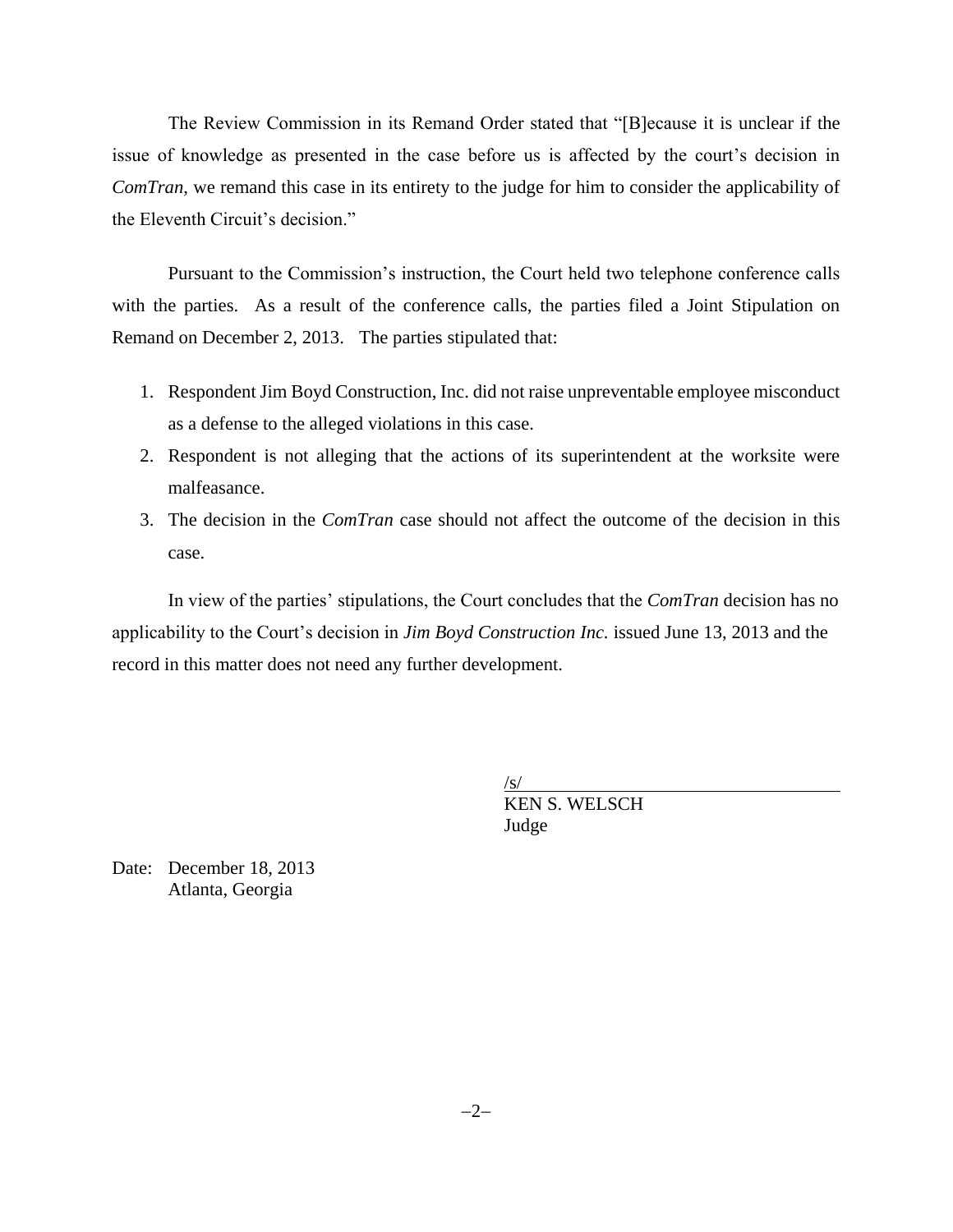The Review Commission in its Remand Order stated that "[B]ecause it is unclear if the issue of knowledge as presented in the case before us is affected by the court's decision in *ComTran*, we remand this case in its entirety to the judge for him to consider the applicability of the Eleventh Circuit's decision."

Pursuant to the Commission's instruction, the Court held two telephone conference calls with the parties. As a result of the conference calls, the parties filed a Joint Stipulation on Remand on December 2, 2013. The parties stipulated that:

1. Respondent Jim Boyd Construction, Inc. did not raise unpreventable employee misconduct as a defense to the alleged violations in this case.
2. Respondent is not alleging that the actions of its superintendent at the worksite were malfeasance.
3. The decision in the *ComTran* case should not affect the outcome of the decision in this case.

In view of the parties' stipulations, the Court concludes that the *ComTran* decision has no applicability to the Court's decision in *Jim Boyd Construction Inc.* issued June 13, 2013 and the record in this matter does not need any further development.

/s/
KEN S. WELSCH
Judge

Date: December 18, 2013
Atlanta, Georgia